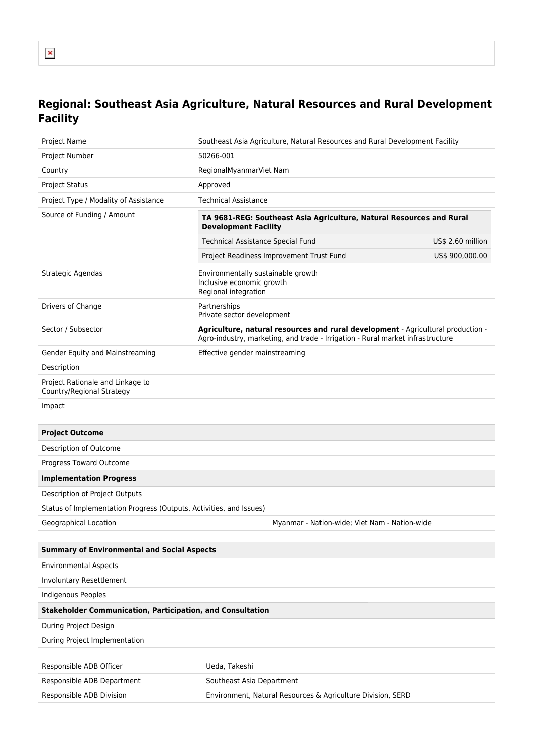# Regional: Southeast Asia Agriculture, Natural Resources and Rural Development Facility

| | |
|---|---|
| Project Name | Southeast Asia Agriculture, Natural Resources and Rural Development Facility |
| Project Number | 50266-001 |
| Country | RegionalMyanmarViet Nam |
| Project Status | Approved |
| Project Type / Modality of Assistance | Technical Assistance |
| Source of Funding / Amount | **TA 9681-REG: Southeast Asia Agriculture, Natural Resources and Rural Development Facility**<br>Technical Assistance Special Fund — US$ 2.60 million<br>Project Readiness Improvement Trust Fund — US$ 900,000.00 |
| Strategic Agendas | Environmentally sustainable growth<br>Inclusive economic growth<br>Regional integration |
| Drivers of Change | Partnerships<br>Private sector development |
| Sector / Subsector | **Agriculture, natural resources and rural development** - Agricultural production - Agro-industry, marketing, and trade - Irrigation - Rural market infrastructure |
| Gender Equity and Mainstreaming | Effective gender mainstreaming |
| Description | |
| Project Rationale and Linkage to Country/Regional Strategy | |
| Impact | |

| **Project Outcome** | |
|---|---|
| Description of Outcome | |
| Progress Toward Outcome | |
| **Implementation Progress** | |
| Description of Project Outputs | |
| Status of Implementation Progress (Outputs, Activities, and Issues) | |
| Geographical Location | Myanmar - Nation-wide; Viet Nam - Nation-wide |

| **Summary of Environmental and Social Aspects** |
|---|
| Environmental Aspects |
| Involuntary Resettlement |
| Indigenous Peoples |
| **Stakeholder Communication, Participation, and Consultation** |
| During Project Design |
| During Project Implementation |

| | |
|---|---|
| Responsible ADB Officer | Ueda, Takeshi |
| Responsible ADB Department | Southeast Asia Department |
| Responsible ADB Division | Environment, Natural Resources & Agriculture Division, SERD |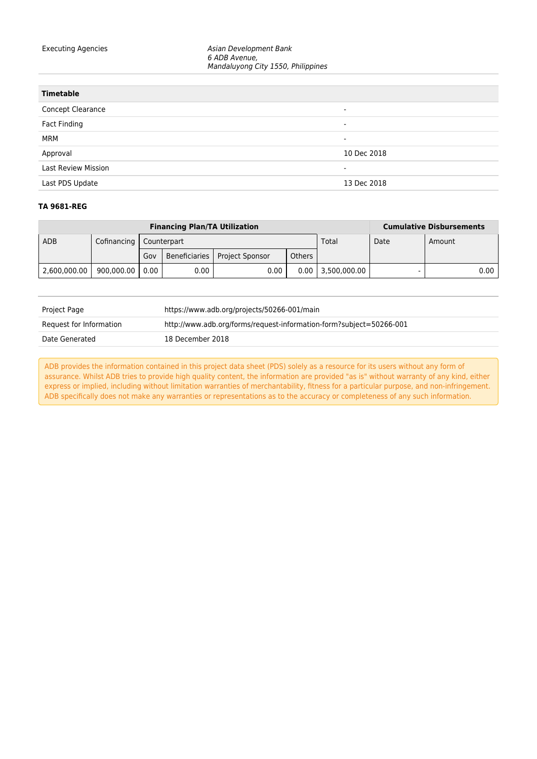| | |
|---|---|
| Executing Agencies | *Asian Development Bank*<br>*6 ADB Avenue,*<br>*Mandaluyong City 1550, Philippines* |

| Timetable | |
|---|---|
| Concept Clearance | - |
| Fact Finding | - |
| MRM | - |
| Approval | 10 Dec 2018 |
| Last Review Mission | - |
| Last PDS Update | 13 Dec 2018 |

**TA 9681-REG**

| Financing Plan/TA Utilization | | | | | | | | Cumulative Disbursements | |
|---|---|---|---|---|---|---|---|---|---|
| ADB | Cofinancing | Counterpart | | | | Total | | Date | Amount |
| | | Gov | Beneficiaries | Project Sponsor | Others | | | | |
| 2,600,000.00 | 900,000.00 | 0.00 | 0.00 | 0.00 | 0.00 | 3,500,000.00 | | - | 0.00 |

| | |
|---|---|
| Project Page | https://www.adb.org/projects/50266-001/main |
| Request for Information | http://www.adb.org/forms/request-information-form?subject=50266-001 |
| Date Generated | 18 December 2018 |

ADB provides the information contained in this project data sheet (PDS) solely as a resource for its users without any form of assurance. Whilst ADB tries to provide high quality content, the information are provided "as is" without warranty of any kind, either express or implied, including without limitation warranties of merchantability, fitness for a particular purpose, and non-infringement. ADB specifically does not make any warranties or representations as to the accuracy or completeness of any such information.